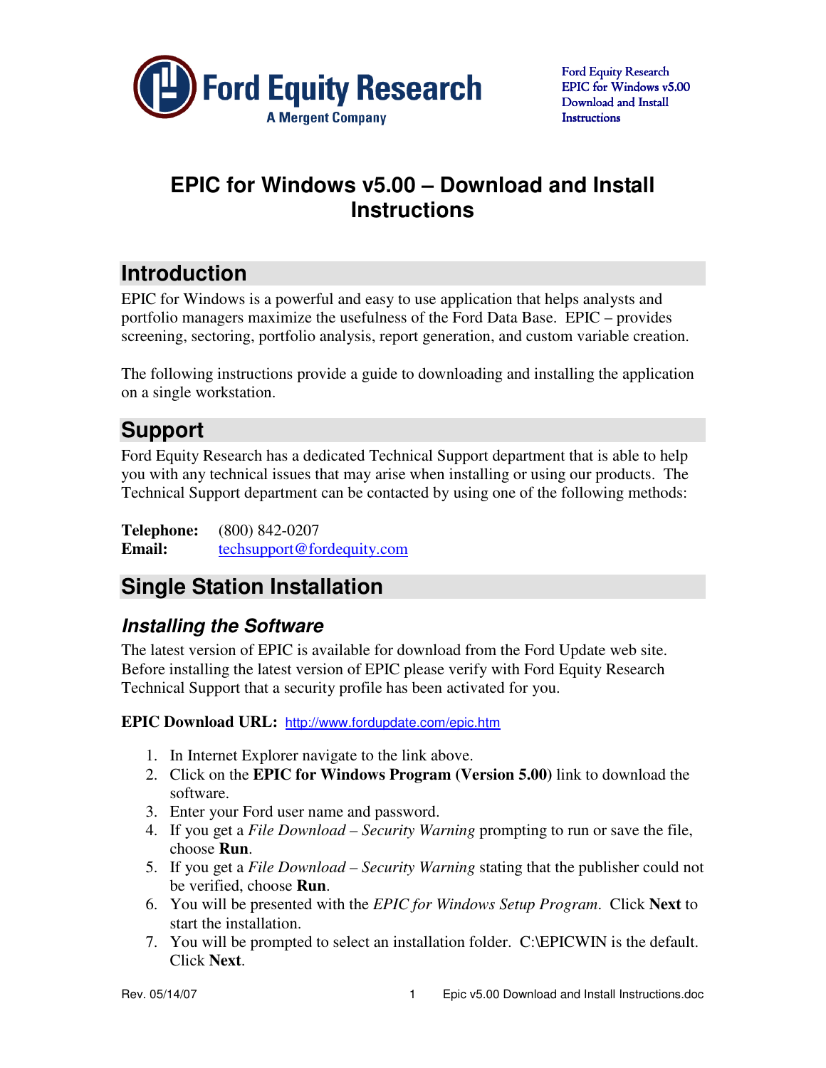# EPIC for Windows v5.00 – Download and Install Instructions

## Introduction

EPIC for Windows is a powerful and easy to use application that helps analysts and portfolio managers maximize the usefulness of the Ford Data Base. EPIC – provides screening, sectoring, portfolio analysis, report generation, and custom variable creation.

The following instructions provide a guide to downloading and installing the application on a single workstation.

## Support

Ford Equity Research has a dedicated Technical Support department that is able to help you with any technical issues that may arise when installing or using our products. The Technical Support department can be contacted by using one of the following methods:

**Telephone:** (800) 842-0207
**Email:** techsupport@fordequity.com

## Single Station Installation

### *Installing the Software*

The latest version of EPIC is available for download from the Ford Update web site. Before installing the latest version of EPIC please verify with Ford Equity Research Technical Support that a security profile has been activated for you.

**EPIC Download URL:** http://www.fordupdate.com/epic.htm

1. In Internet Explorer navigate to the link above.
2. Click on the **EPIC for Windows Program (Version 5.00)** link to download the software.
3. Enter your Ford user name and password.
4. If you get a *File Download – Security Warning* prompting to run or save the file, choose **Run**.
5. If you get a *File Download – Security Warning* stating that the publisher could not be verified, choose **Run**.
6. You will be presented with the *EPIC for Windows Setup Program*. Click **Next** to start the installation.
7. You will be prompted to select an installation folder. C:\EPICWIN is the default. Click **Next**.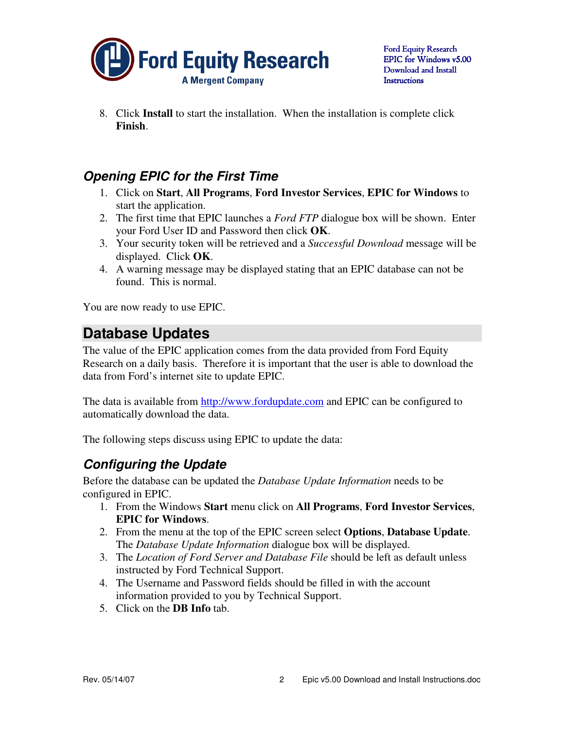8. Click **Install** to start the installation. When the installation is complete click **Finish**.

### *Opening EPIC for the First Time*

1. Click on **Start**, **All Programs**, **Ford Investor Services**, **EPIC for Windows** to start the application.
2. The first time that EPIC launches a *Ford FTP* dialogue box will be shown. Enter your Ford User ID and Password then click **OK**.
3. Your security token will be retrieved and a *Successful Download* message will be displayed. Click **OK**.
4. A warning message may be displayed stating that an EPIC database can not be found. This is normal.

You are now ready to use EPIC.

## Database Updates

The value of the EPIC application comes from the data provided from Ford Equity Research on a daily basis. Therefore it is important that the user is able to download the data from Ford's internet site to update EPIC.

The data is available from http://www.fordupdate.com and EPIC can be configured to automatically download the data.

The following steps discuss using EPIC to update the data:

### *Configuring the Update*

Before the database can be updated the *Database Update Information* needs to be configured in EPIC.

1. From the Windows **Start** menu click on **All Programs**, **Ford Investor Services**, **EPIC for Windows**.
2. From the menu at the top of the EPIC screen select **Options**, **Database Update**. The *Database Update Information* dialogue box will be displayed.
3. The *Location of Ford Server and Database File* should be left as default unless instructed by Ford Technical Support.
4. The Username and Password fields should be filled in with the account information provided to you by Technical Support.
5. Click on the **DB Info** tab.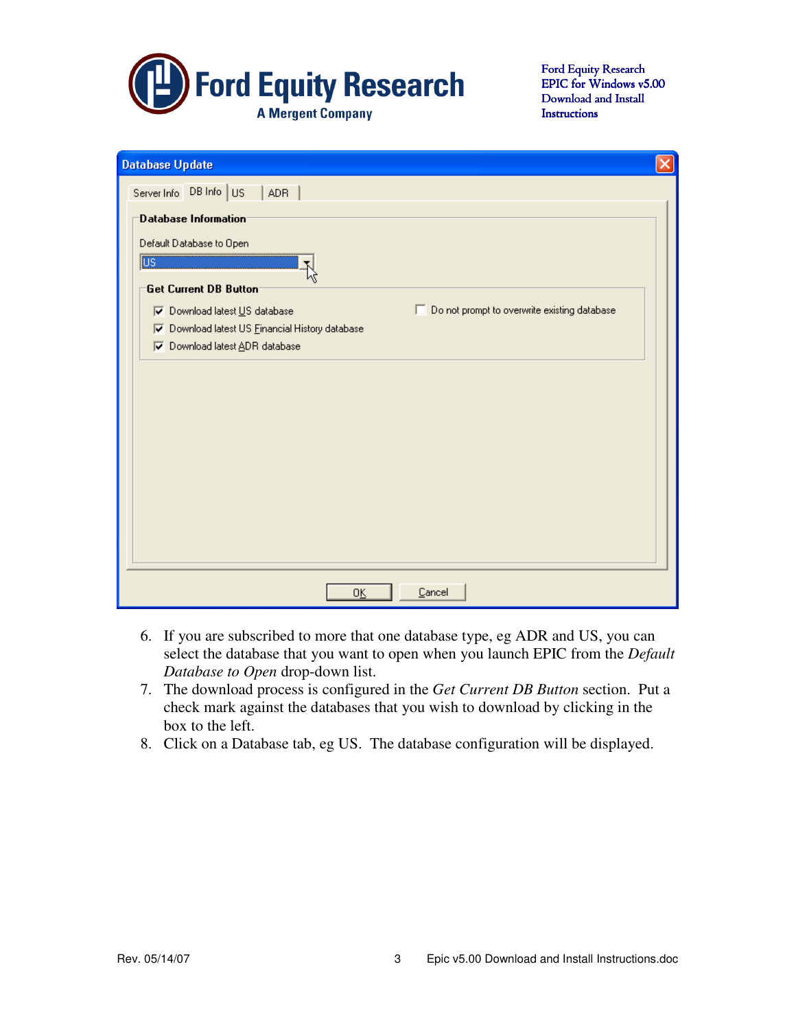6. If you are subscribed to more that one database type, eg ADR and US, you can select the database that you want to open when you launch EPIC from the *Default Database to Open* drop-down list.
7. The download process is configured in the *Get Current DB Button* section. Put a check mark against the databases that you wish to download by clicking in the box to the left.
8. Click on a Database tab, eg US. The database configuration will be displayed.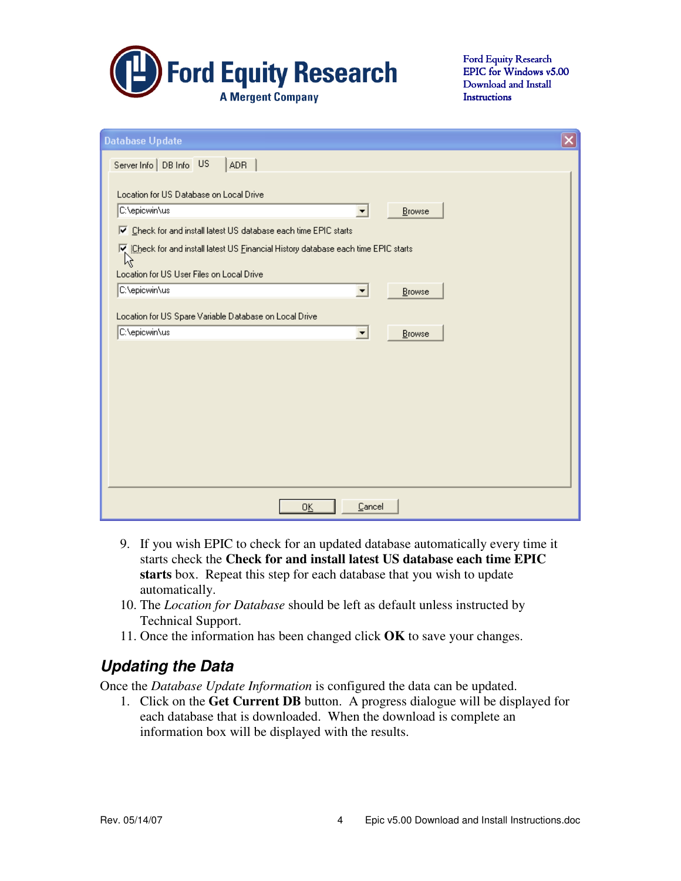9. If you wish EPIC to check for an updated database automatically every time it starts check the **Check for and install latest US database each time EPIC starts** box. Repeat this step for each database that you wish to update automatically.
10. The *Location for Database* should be left as default unless instructed by Technical Support.
11. Once the information has been changed click **OK** to save your changes.

## Updating the Data

Once the *Database Update Information* is configured the data can be updated.

1. Click on the **Get Current DB** button. A progress dialogue will be displayed for each database that is downloaded. When the download is complete an information box will be displayed with the results.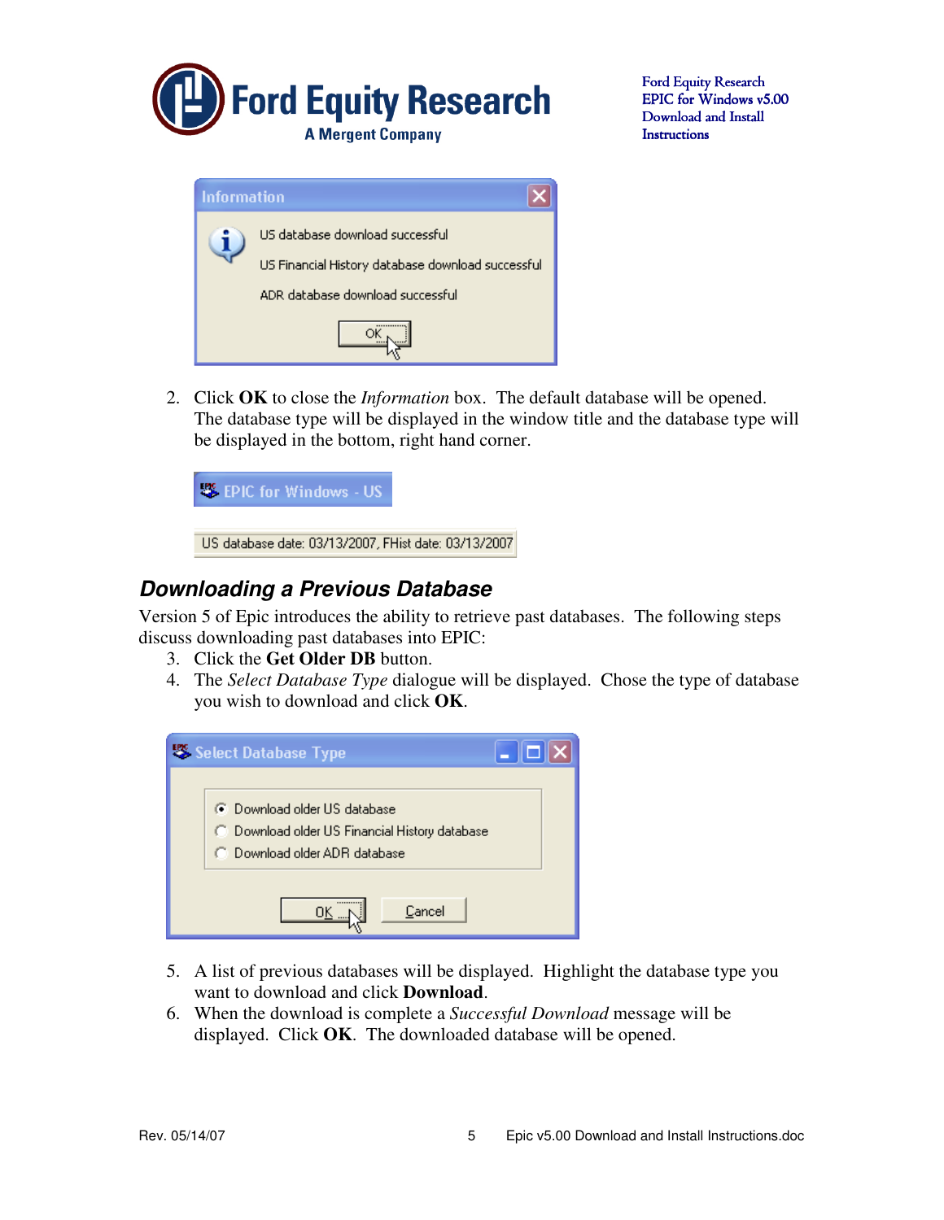2. Click **OK** to close the *Information* box. The default database will be opened. The database type will be displayed in the window title and the database type will be displayed in the bottom, right hand corner.

## *Downloading a Previous Database*

Version 5 of Epic introduces the ability to retrieve past databases. The following steps discuss downloading past databases into EPIC:

3. Click the **Get Older DB** button.
4. The *Select Database Type* dialogue will be displayed. Chose the type of database you wish to download and click **OK**.

5. A list of previous databases will be displayed. Highlight the database type you want to download and click **Download**.
6. When the download is complete a *Successful Download* message will be displayed. Click **OK**. The downloaded database will be opened.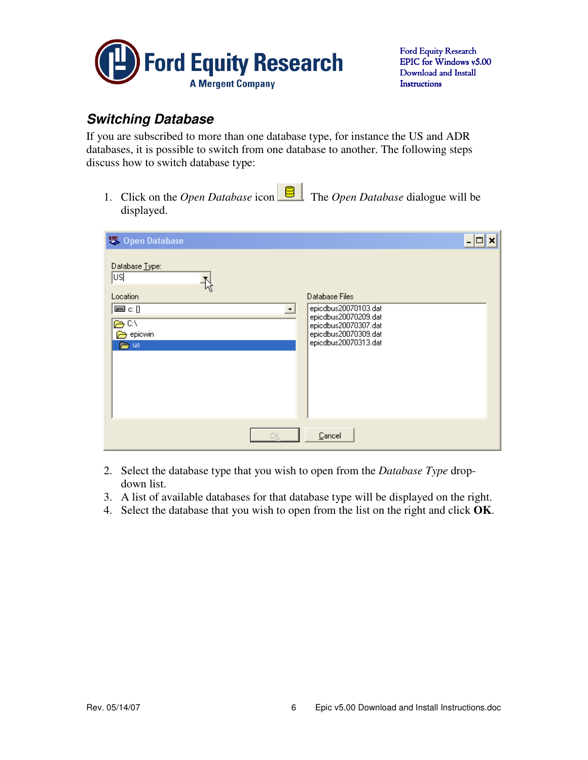## Switching Database

If you are subscribed to more than one database type, for instance the US and ADR databases, it is possible to switch from one database to another. The following steps discuss how to switch database type:

1. Click on the *Open Database* icon . The *Open Database* dialogue will be displayed.

2. Select the database type that you wish to open from the *Database Type* drop-down list.
3. A list of available databases for that database type will be displayed on the right.
4. Select the database that you wish to open from the list on the right and click **OK**.